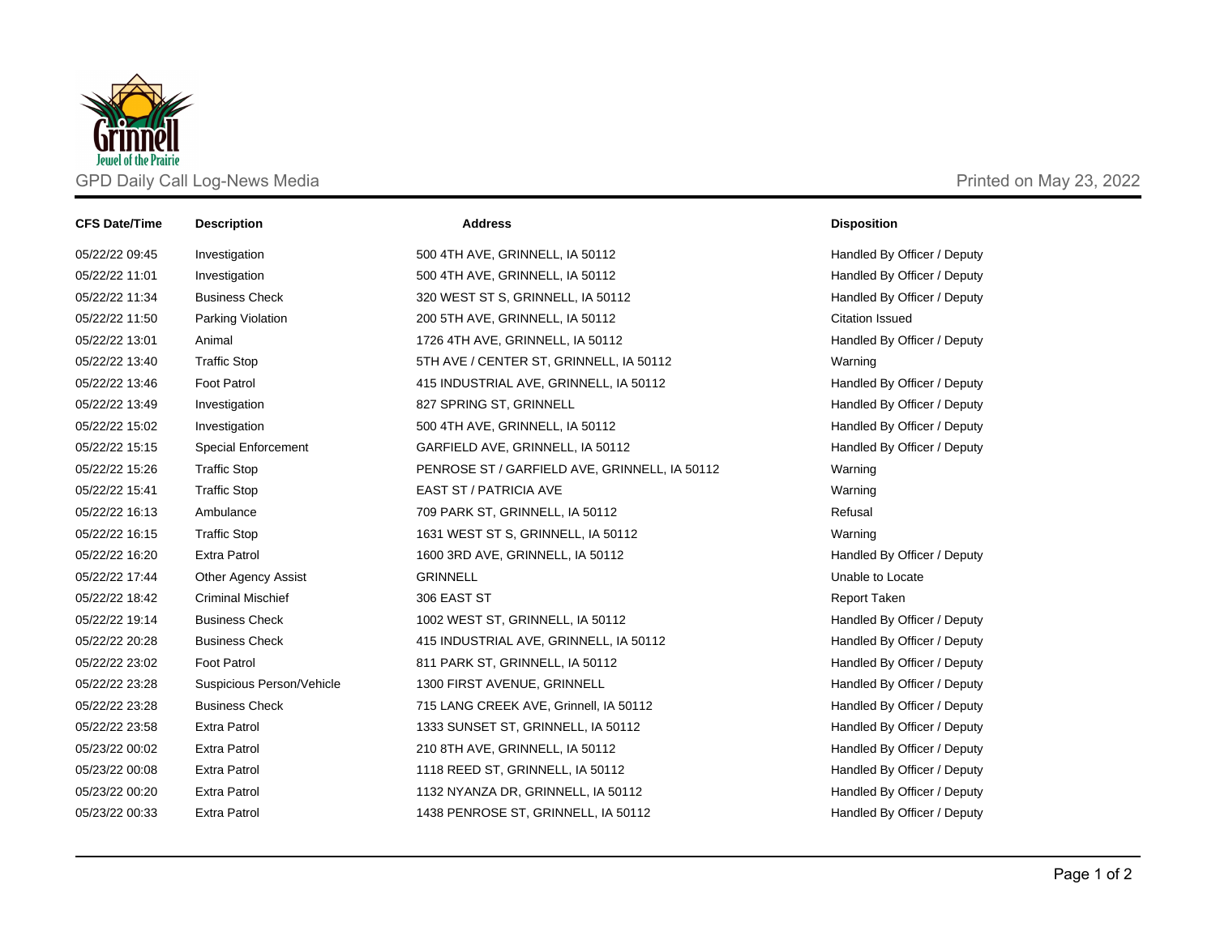# GPD Daily Call Log-News Media

Printed on May 23, 2022

| CFS Date/Time | Description | Address | Disposition |
|---|---|---|---|
| 05/22/22 09:45 | Investigation | 500 4TH AVE, GRINNELL, IA 50112 | Handled By Officer / Deputy |
| 05/22/22 11:01 | Investigation | 500 4TH AVE, GRINNELL, IA 50112 | Handled By Officer / Deputy |
| 05/22/22 11:34 | Business Check | 320 WEST ST S, GRINNELL, IA 50112 | Handled By Officer / Deputy |
| 05/22/22 11:50 | Parking Violation | 200 5TH AVE, GRINNELL, IA 50112 | Citation Issued |
| 05/22/22 13:01 | Animal | 1726 4TH AVE, GRINNELL, IA 50112 | Handled By Officer / Deputy |
| 05/22/22 13:40 | Traffic Stop | 5TH AVE / CENTER ST, GRINNELL, IA 50112 | Warning |
| 05/22/22 13:46 | Foot Patrol | 415 INDUSTRIAL AVE, GRINNELL, IA 50112 | Handled By Officer / Deputy |
| 05/22/22 13:49 | Investigation | 827 SPRING ST, GRINNELL | Handled By Officer / Deputy |
| 05/22/22 15:02 | Investigation | 500 4TH AVE, GRINNELL, IA 50112 | Handled By Officer / Deputy |
| 05/22/22 15:15 | Special Enforcement | GARFIELD AVE, GRINNELL, IA 50112 | Handled By Officer / Deputy |
| 05/22/22 15:26 | Traffic Stop | PENROSE ST / GARFIELD AVE, GRINNELL, IA 50112 | Warning |
| 05/22/22 15:41 | Traffic Stop | EAST ST / PATRICIA AVE | Warning |
| 05/22/22 16:13 | Ambulance | 709 PARK ST, GRINNELL, IA 50112 | Refusal |
| 05/22/22 16:15 | Traffic Stop | 1631 WEST ST S, GRINNELL, IA 50112 | Warning |
| 05/22/22 16:20 | Extra Patrol | 1600 3RD AVE, GRINNELL, IA 50112 | Handled By Officer / Deputy |
| 05/22/22 17:44 | Other Agency Assist | GRINNELL | Unable to Locate |
| 05/22/22 18:42 | Criminal Mischief | 306 EAST ST | Report Taken |
| 05/22/22 19:14 | Business Check | 1002 WEST ST, GRINNELL, IA 50112 | Handled By Officer / Deputy |
| 05/22/22 20:28 | Business Check | 415 INDUSTRIAL AVE, GRINNELL, IA 50112 | Handled By Officer / Deputy |
| 05/22/22 23:02 | Foot Patrol | 811 PARK ST, GRINNELL, IA 50112 | Handled By Officer / Deputy |
| 05/22/22 23:28 | Suspicious Person/Vehicle | 1300 FIRST AVENUE, GRINNELL | Handled By Officer / Deputy |
| 05/22/22 23:28 | Business Check | 715 LANG CREEK AVE, Grinnell, IA 50112 | Handled By Officer / Deputy |
| 05/22/22 23:58 | Extra Patrol | 1333 SUNSET ST, GRINNELL, IA 50112 | Handled By Officer / Deputy |
| 05/23/22 00:02 | Extra Patrol | 210 8TH AVE, GRINNELL, IA 50112 | Handled By Officer / Deputy |
| 05/23/22 00:08 | Extra Patrol | 1118 REED ST, GRINNELL, IA 50112 | Handled By Officer / Deputy |
| 05/23/22 00:20 | Extra Patrol | 1132 NYANZA DR, GRINNELL, IA 50112 | Handled By Officer / Deputy |
| 05/23/22 00:33 | Extra Patrol | 1438 PENROSE ST, GRINNELL, IA 50112 | Handled By Officer / Deputy |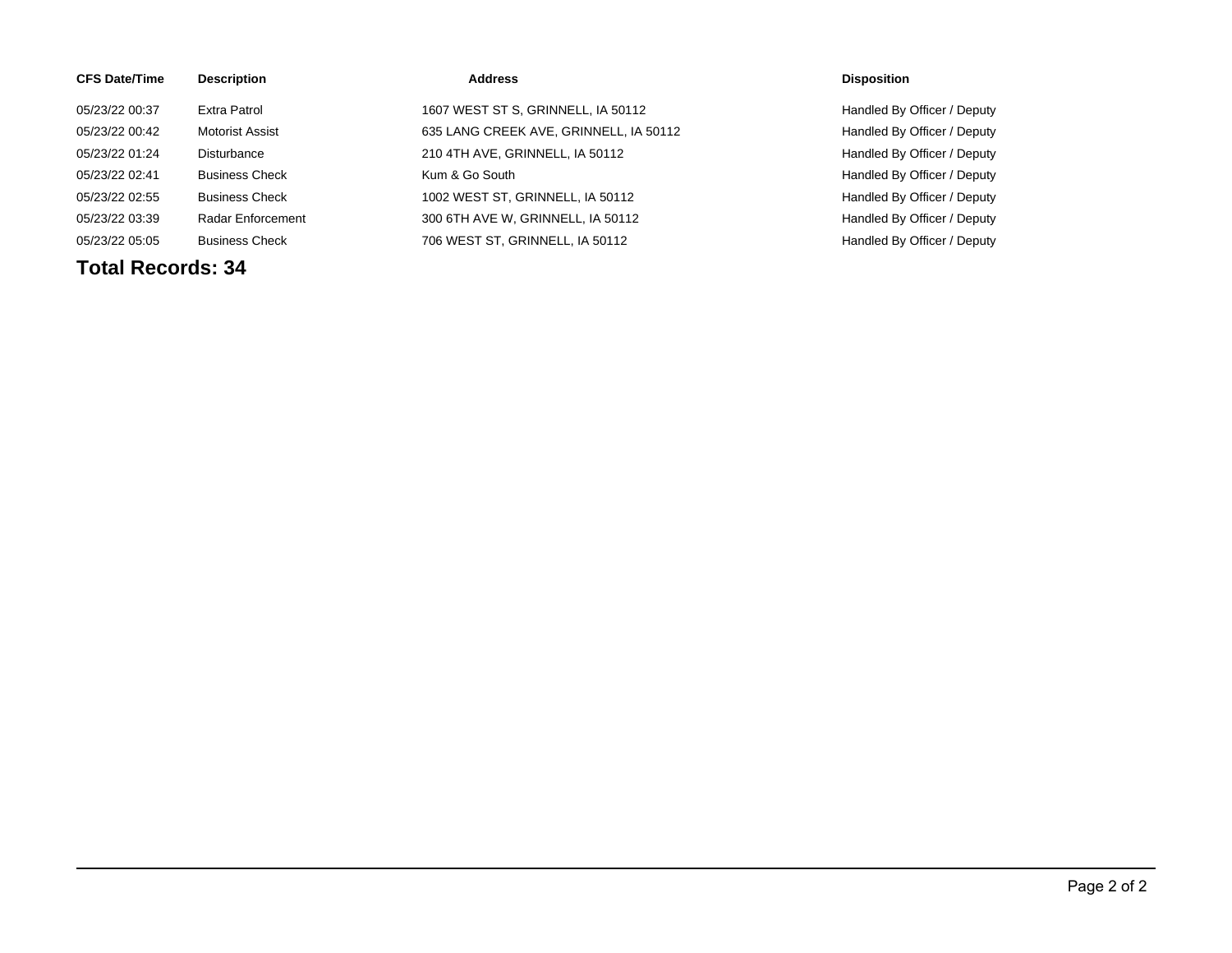| CFS Date/Time | Description | Address | Disposition |
|---|---|---|---|
| 05/23/22 00:37 | Extra Patrol | 1607 WEST ST S, GRINNELL, IA 50112 | Handled By Officer / Deputy |
| 05/23/22 00:42 | Motorist Assist | 635 LANG CREEK AVE, GRINNELL, IA 50112 | Handled By Officer / Deputy |
| 05/23/22 01:24 | Disturbance | 210 4TH AVE, GRINNELL, IA 50112 | Handled By Officer / Deputy |
| 05/23/22 02:41 | Business Check | Kum & Go South | Handled By Officer / Deputy |
| 05/23/22 02:55 | Business Check | 1002 WEST ST, GRINNELL, IA 50112 | Handled By Officer / Deputy |
| 05/23/22 03:39 | Radar Enforcement | 300 6TH AVE W, GRINNELL, IA 50112 | Handled By Officer / Deputy |
| 05/23/22 05:05 | Business Check | 706 WEST ST, GRINNELL, IA 50112 | Handled By Officer / Deputy |

**Total Records: 34**